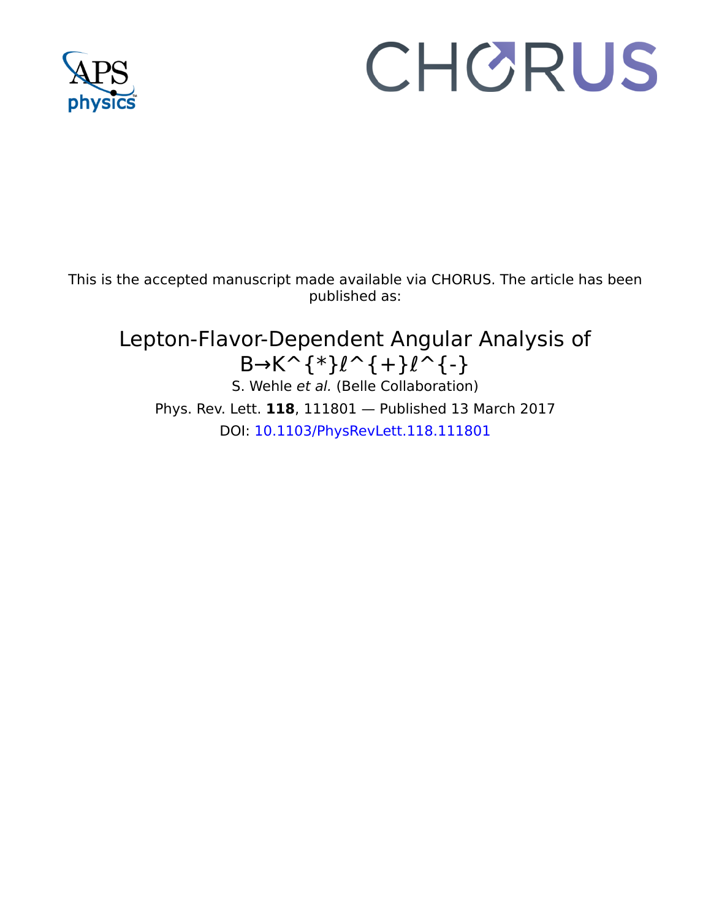This is the accepted manuscript made available via CHORUS. The article has been published as:

# Lepton-Flavor-Dependent Angular Analysis of B→K^{*}ℓ^{+}ℓ^{-}

S. Wehle *et al.* (Belle Collaboration)

Phys. Rev. Lett. **118**, 111801 — Published 13 March 2017

DOI: 10.1103/PhysRevLett.118.111801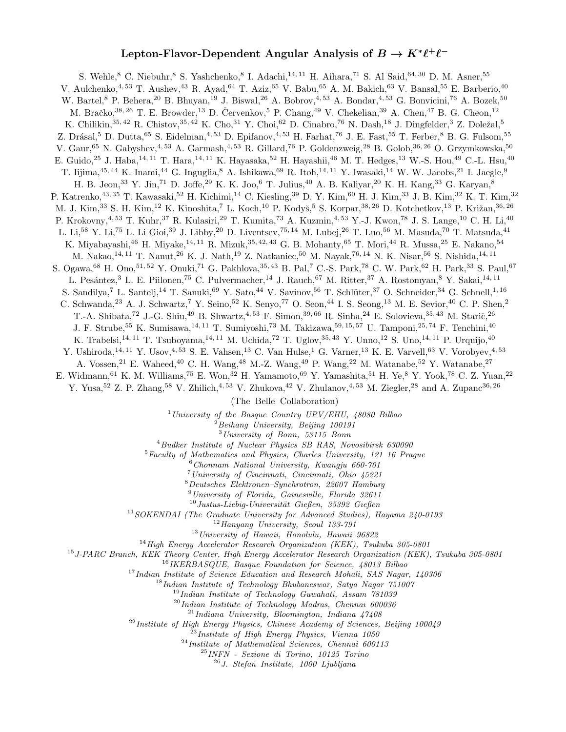# Lepton-Flavor-Dependent Angular Analysis of $B \to K^* \ell^+ \ell^-$

S. Wehle,[8] C. Niebuhr,[8] S. Yashchenko,[8] I. Adachi,[14,11] H. Aihara,[71] S. Al Said,[64,30] D. M. Asner,[55] V. Aulchenko,[4,53] T. Aushev,[43] R. Ayad,[64] T. Aziz,[65] V. Babu,[65] A. M. Bakich,[63] V. Bansal,[55] E. Barberio,[40] W. Bartel,[8] P. Behera,[20] B. Bhuyan,[19] J. Biswal,[26] A. Bobrov,[4,53] A. Bondar,[4,53] G. Bonvicini,[76] A. Bozek,[50] M. Bračko,[38,26] T. E. Browder,[13] D. Červenkov,[5] P. Chang,[49] V. Chekelian,[39] A. Chen,[47] B. G. Cheon,[12] K. Chilikin,[35,42] R. Chistov,[35,42] K. Cho,[31] Y. Choi,[62] D. Cinabro,[76] N. Dash,[18] J. Dingfelder,[3] Z. Doležal,[5] Z. Drásal,[5] D. Dutta,[65] S. Eidelman,[4,53] D. Epifanov,[4,53] H. Farhat,[76] J. E. Fast,[55] T. Ferber,[8] B. G. Fulsom,[55] V. Gaur,[65] N. Gabyshev,[4,53] A. Garmash,[4,53] R. Gillard,[76] P. Goldenzweig,[28] B. Golob,[36,26] O. Grzymkowska,[50] E. Guido,[25] J. Haba,[14,11] T. Hara,[14,11] K. Hayasaka,[52] H. Hayashii,[46] M. T. Hedges,[13] W.-S. Hou,[49] C.-L. Hsu,[40] T. Iijima,[45,44] K. Inami,[44] G. Inguglia,[8] A. Ishikawa,[69] R. Itoh,[14,11] Y. Iwasaki,[14] W. W. Jacobs,[21] I. Jaegle,[9] H. B. Jeon,[33] Y. Jin,[71] D. Joffe,[29] K. K. Joo,[6] T. Julius,[40] A. B. Kaliyar,[20] K. H. Kang,[33] G. Karyan,[8] P. Katrenko,[43,35] T. Kawasaki,[52] H. Kichimi,[14] C. Kiesling,[39] D. Y. Kim,[60] H. J. Kim,[33] J. B. Kim,[32] K. T. Kim,[32] M. J. Kim,[33] S. H. Kim,[12] K. Kinoshita,[7] L. Koch,[10] P. Kodyš,[5] S. Korpar,[38,26] D. Kotchetkov,[13] P. Križan,[36,26] P. Krokovny,[4,53] T. Kuhr,[37] R. Kulasiri,[29] T. Kumita,[73] A. Kuzmin,[4,53] Y.-J. Kwon,[78] J. S. Lange,[10] C. H. Li,[40] L. Li,[58] Y. Li,[75] L. Li Gioi,[39] J. Libby,[20] D. Liventsev,[75,14] M. Lubej,[26] T. Luo,[56] M. Masuda,[70] T. Matsuda,[41] K. Miyabayashi,[46] H. Miyake,[14,11] R. Mizuk,[35,42,43] G. B. Mohanty,[65] T. Mori,[44] R. Mussa,[25] E. Nakano,[54] M. Nakao,[14,11] T. Nanut,[26] K. J. Nath,[19] Z. Natkaniec,[50] M. Nayak,[76,14] N. K. Nisar,[56] S. Nishida,[14,11] S. Ogawa,[68] H. Ono,[51,52] Y. Onuki,[71] G. Pakhlova,[35,43] B. Pal,[7] C.-S. Park,[78] C. W. Park,[62] H. Park,[33] S. Paul,[67] L. Pesántez,[3] L. E. Piilonen,[75] C. Pulvermacher,[14] J. Rauch,[67] M. Ritter,[37] A. Rostomyan,[8] Y. Sakai,[14,11] S. Sandilya,[7] L. Santelj,[14] T. Sanuki,[69] Y. Sato,[44] V. Savinov,[56] T. Schlüter,[37] O. Schneider,[34] G. Schnell,[1,16] C. Schwanda,[23] A. J. Schwartz,[7] Y. Seino,[52] K. Senyo,[77] O. Seon,[44] I. S. Seong,[13] M. E. Sevior,[40] C. P. Shen,[2] T.-A. Shibata,[72] J.-G. Shiu,[49] B. Shwartz,[4,53] F. Simon,[39,66] R. Sinha,[24] E. Solovieva,[35,43] M. Starič,[26] J. F. Strube,[55] K. Sumisawa,[14,11] T. Sumiyoshi,[73] M. Takizawa,[59,15,57] U. Tamponi,[25,74] F. Tenchini,[40] K. Trabelsi,[14,11] T. Tsuboyama,[14,11] M. Uchida,[72] T. Uglov,[35,43] Y. Unno,[12] S. Uno,[14,11] P. Urquijo,[40] Y. Ushiroda,[14,11] Y. Usov,[4,53] S. E. Vahsen,[13] C. Van Hulse,[1] G. Varner,[13] K. E. Varvell,[63] V. Vorobyev,[4,53] A. Vossen,[21] E. Waheed,[40] C. H. Wang,[48] M.-Z. Wang,[49] P. Wang,[22] M. Watanabe,[52] Y. Watanabe,[27] E. Widmann,[61] K. M. Williams,[75] E. Won,[32] H. Yamamoto,[69] Y. Yamashita,[51] H. Ye,[8] Y. Yook,[78] C. Z. Yuan,[22] Y. Yusa,[52] Z. P. Zhang,[58] V. Zhilich,[4,53] V. Zhukova,[42] V. Zhulanov,[4,53] M. Ziegler,[28] and A. Zupanc[36,26]

(The Belle Collaboration)

[1] *University of the Basque Country UPV/EHU, 48080 Bilbao*
[2] *Beihang University, Beijing 100191*
[3] *University of Bonn, 53115 Bonn*
[4] *Budker Institute of Nuclear Physics SB RAS, Novosibirsk 630090*
[5] *Faculty of Mathematics and Physics, Charles University, 121 16 Prague*
[6] *Chonnam National University, Kwangju 660-701*
[7] *University of Cincinnati, Cincinnati, Ohio 45221*
[8] *Deutsches Elektronen–Synchrotron, 22607 Hamburg*
[9] *University of Florida, Gainesville, Florida 32611*
[10] *Justus-Liebig-Universität Gießen, 35392 Gießen*
[11] *SOKENDAI (The Graduate University for Advanced Studies), Hayama 240-0193*
[12] *Hanyang University, Seoul 133-791*
[13] *University of Hawaii, Honolulu, Hawaii 96822*
[14] *High Energy Accelerator Research Organization (KEK), Tsukuba 305-0801*
[15] *J-PARC Branch, KEK Theory Center, High Energy Accelerator Research Organization (KEK), Tsukuba 305-0801*
[16] *IKERBASQUE, Basque Foundation for Science, 48013 Bilbao*
[17] *Indian Institute of Science Education and Research Mohali, SAS Nagar, 140306*
[18] *Indian Institute of Technology Bhubaneswar, Satya Nagar 751007*
[19] *Indian Institute of Technology Guwahati, Assam 781039*
[20] *Indian Institute of Technology Madras, Chennai 600036*
[21] *Indiana University, Bloomington, Indiana 47408*
[22] *Institute of High Energy Physics, Chinese Academy of Sciences, Beijing 100049*
[23] *Institute of High Energy Physics, Vienna 1050*
[24] *Institute of Mathematical Sciences, Chennai 600113*
[25] *INFN - Sezione di Torino, 10125 Torino*
[26] *J. Stefan Institute, 1000 Ljubljana*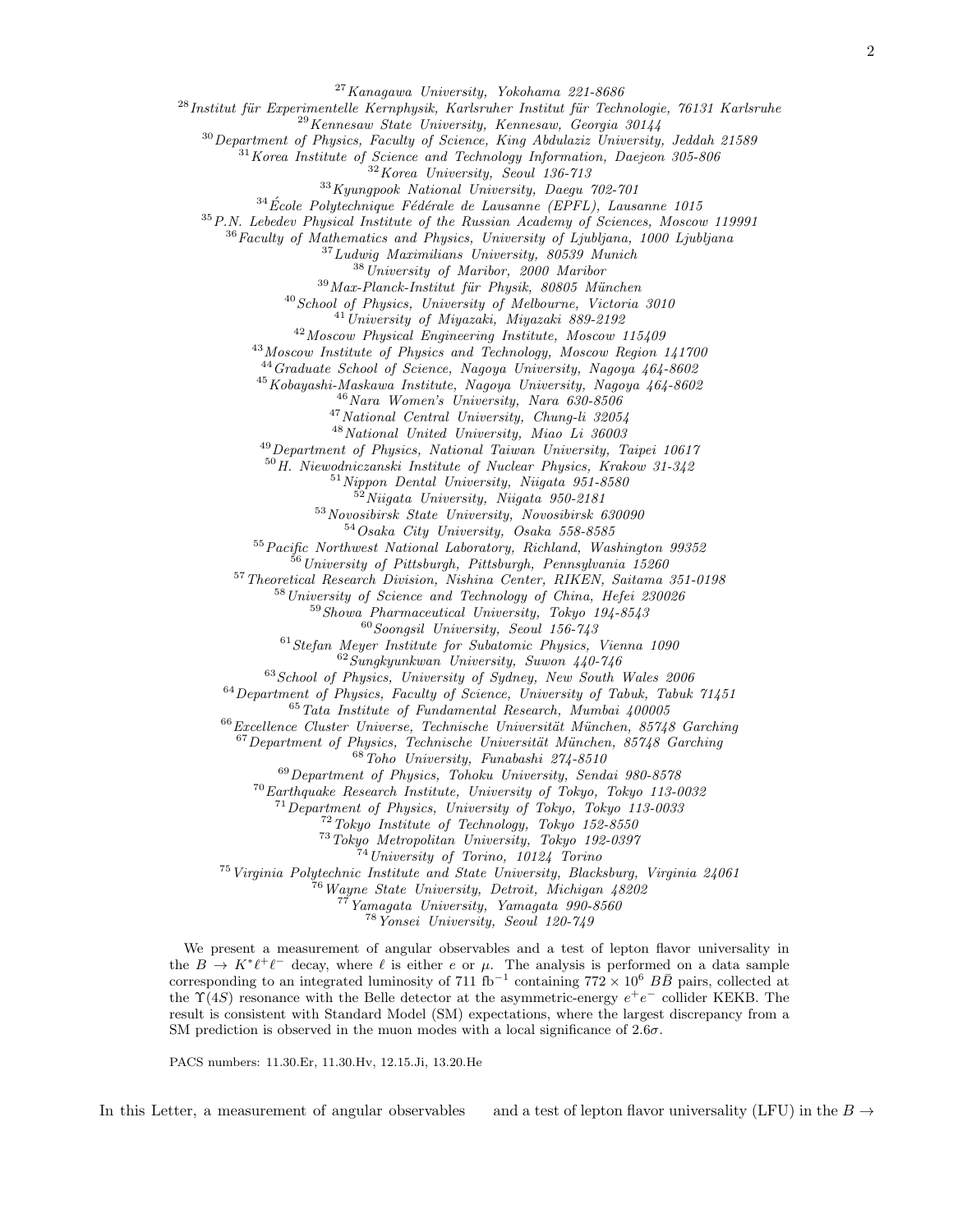[27]Kanagawa University, Yokohama 221-8686

[28]Institut für Experimentelle Kernphysik, Karlsruher Institut für Technologie, 76131 Karlsruhe

[29]Kennesaw State University, Kennesaw, Georgia 30144

[30]Department of Physics, Faculty of Science, King Abdulaziz University, Jeddah 21589

[31]Korea Institute of Science and Technology Information, Daejeon 305-806

[32]Korea University, Seoul 136-713

[33]Kyungpook National University, Daegu 702-701

[34]École Polytechnique Fédérale de Lausanne (EPFL), Lausanne 1015

[35]P.N. Lebedev Physical Institute of the Russian Academy of Sciences, Moscow 119991

[36]Faculty of Mathematics and Physics, University of Ljubljana, 1000 Ljubljana

[37]Ludwig Maximilians University, 80539 Munich

[38]University of Maribor, 2000 Maribor

[39]Max-Planck-Institut für Physik, 80805 München

[40]School of Physics, University of Melbourne, Victoria 3010

[41]University of Miyazaki, Miyazaki 889-2192

[42]Moscow Physical Engineering Institute, Moscow 115409

[43]Moscow Institute of Physics and Technology, Moscow Region 141700

[44]Graduate School of Science, Nagoya University, Nagoya 464-8602

[45]Kobayashi-Maskawa Institute, Nagoya University, Nagoya 464-8602

[46]Nara Women's University, Nara 630-8506

[47]National Central University, Chung-li 32054

[48]National United University, Miao Li 36003

[49]Department of Physics, National Taiwan University, Taipei 10617

[50]H. Niewodniczanski Institute of Nuclear Physics, Krakow 31-342

[51]Nippon Dental University, Niigata 951-8580

[52]Niigata University, Niigata 950-2181

[53]Novosibirsk State University, Novosibirsk 630090

[54]Osaka City University, Osaka 558-8585

[55]Pacific Northwest National Laboratory, Richland, Washington 99352

[56]University of Pittsburgh, Pittsburgh, Pennsylvania 15260

[57]Theoretical Research Division, Nishina Center, RIKEN, Saitama 351-0198

[58]University of Science and Technology of China, Hefei 230026

[59]Showa Pharmaceutical University, Tokyo 194-8543

[60]Soongsil University, Seoul 156-743

[61]Stefan Meyer Institute for Subatomic Physics, Vienna 1090

[62]Sungkyunkwan University, Suwon 440-746

[63]School of Physics, University of Sydney, New South Wales 2006

[64]Department of Physics, Faculty of Science, University of Tabuk, Tabuk 71451

[65]Tata Institute of Fundamental Research, Mumbai 400005

[66]Excellence Cluster Universe, Technische Universität München, 85748 Garching

[67]Department of Physics, Technische Universität München, 85748 Garching

[68]Toho University, Funabashi 274-8510

[69]Department of Physics, Tohoku University, Sendai 980-8578

[70]Earthquake Research Institute, University of Tokyo, Tokyo 113-0032

[71]Department of Physics, University of Tokyo, Tokyo 113-0033

[72]Tokyo Institute of Technology, Tokyo 152-8550

[73]Tokyo Metropolitan University, Tokyo 192-0397

[74]University of Torino, 10124 Torino

[75]Virginia Polytechnic Institute and State University, Blacksburg, Virginia 24061

[76]Wayne State University, Detroit, Michigan 48202

[77]Yamagata University, Yamagata 990-8560

[78]Yonsei University, Seoul 120-749

We present a measurement of angular observables and a test of lepton flavor universality in the $B \to K^*\ell^+\ell^-$ decay, where $\ell$ is either $e$ or $\mu$. The analysis is performed on a data sample corresponding to an integrated luminosity of 711 $\text{fb}^{-1}$ containing $772 \times 10^6$ $B\bar{B}$ pairs, collected at the $\Upsilon(4S)$ resonance with the Belle detector at the asymmetric-energy $e^+e^-$ collider KEKB. The result is consistent with Standard Model (SM) expectations, where the largest discrepancy from a SM prediction is observed in the muon modes with a local significance of $2.6\sigma$.

PACS numbers: 11.30.Er, 11.30.Hv, 12.15.Ji, 13.20.He

In this Letter, a measurement of angular observables and a test of lepton flavor universality (LFU) in the $B \to$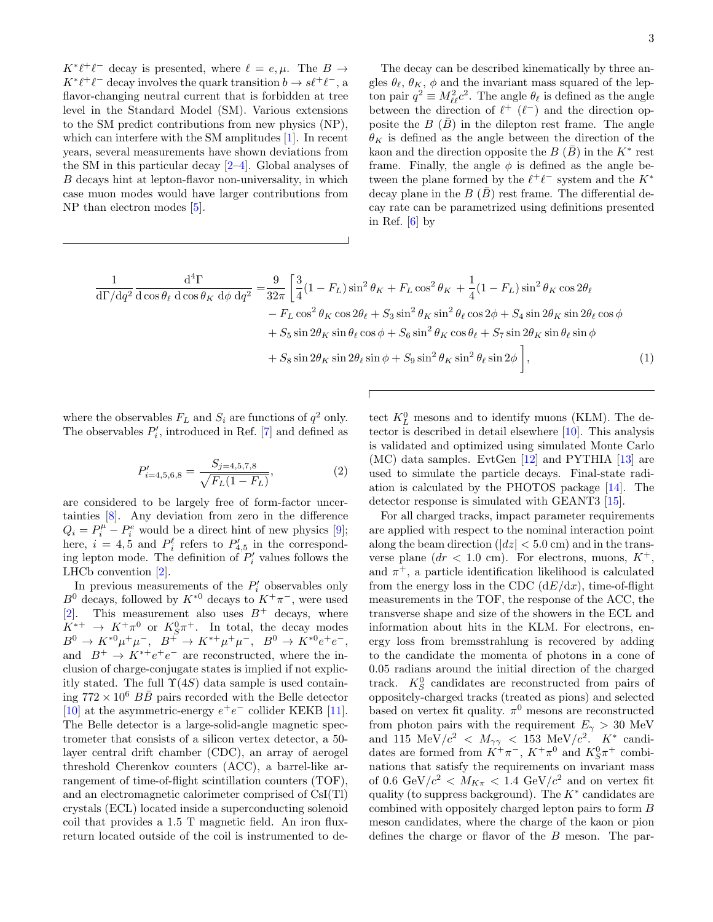$K^*\ell^+\ell^-$ decay is presented, where $\ell = e, \mu$. The $B \to K^*\ell^+\ell^-$ decay involves the quark transition $b \to s\ell^+\ell^-$, a flavor-changing neutral current that is forbidden at tree level in the Standard Model (SM). Various extensions to the SM predict contributions from new physics (NP), which can interfere with the SM amplitudes [1]. In recent years, several measurements have shown deviations from the SM in this particular decay [2–4]. Global analyses of $B$ decays hint at lepton-flavor non-universality, in which case muon modes would have larger contributions from NP than electron modes [5].

The decay can be described kinematically by three angles $\theta_\ell$, $\theta_K$, $\phi$ and the invariant mass squared of the lepton pair $q^2 \equiv M_{\ell\ell}^2 c^2$. The angle $\theta_\ell$ is defined as the angle between the direction of $\ell^+$ ($\ell^-$) and the direction opposite the $B$ ($\bar{B}$) in the dilepton rest frame. The angle $\theta_K$ is defined as the angle between the direction of the kaon and the direction opposite the $B$ ($\bar{B}$) in the $K^*$ rest frame. Finally, the angle $\phi$ is defined as the angle between the plane formed by the $\ell^+\ell^-$ system and the $K^*$ decay plane in the $B$ ($\bar{B}$) rest frame. The differential decay rate can be parametrized using definitions presented in Ref. [6] by

$$
\begin{aligned}
\frac{1}{\mathrm{d}\Gamma/\mathrm{d}q^2}\frac{\mathrm{d}^4\Gamma}{\mathrm{d}\cos\theta_\ell\,\mathrm{d}\cos\theta_K\,\mathrm{d}\phi\,\mathrm{d}q^2} =& \frac{9}{32\pi}\Bigg[\frac{3}{4}(1-F_L)\sin^2\theta_K + F_L\cos^2\theta_K + \frac{1}{4}(1-F_L)\sin^2\theta_K\cos 2\theta_\ell \\
&- F_L\cos^2\theta_K\cos 2\theta_\ell + S_3\sin^2\theta_K\sin^2\theta_\ell\cos 2\phi + S_4\sin 2\theta_K\sin 2\theta_\ell\cos\phi \\
&+ S_5\sin 2\theta_K\sin\theta_\ell\cos\phi + S_6\sin^2\theta_K\cos\theta_\ell + S_7\sin 2\theta_K\sin\theta_\ell\sin\phi \\
&+ S_8\sin 2\theta_K\sin 2\theta_\ell\sin\phi + S_9\sin^2\theta_K\sin^2\theta_\ell\sin 2\phi\Bigg],
\end{aligned}
\tag{1}
$$

where the observables $F_L$ and $S_i$ are functions of $q^2$ only. The observables $P_i'$, introduced in Ref. [7] and defined as

$$
P'_{i=4,5,6,8} = \frac{S_{j=4,5,7,8}}{\sqrt{F_L(1-F_L)}}, \tag{2}
$$

are considered to be largely free of form-factor uncertainties [8]. Any deviation from zero in the difference $Q_i = P_i^\mu - P_i^e$ would be a direct hint of new physics [9]; here, $i = 4, 5$ and $P_i^\ell$ refers to $P'_{4,5}$ in the corresponding lepton mode. The definition of $P_i'$ values follows the LHCb convention [2].

In previous measurements of the $P_i'$ observables only $B^0$ decays, followed by $K^{*0}$ decays to $K^+\pi^-$, were used [2]. This measurement also uses $B^+$ decays, where $K^{*+} \to K^+\pi^0$ or $K_S^0\pi^+$. In total, the decay modes $B^0 \to K^{*0}\mu^+\mu^-$, $B^+ \to K^{*+}\mu^+\mu^-$, $B^0 \to K^{*0}e^+e^-$, and $B^+ \to K^{*+}e^+e^-$ are reconstructed, where the inclusion of charge-conjugate states is implied if not explicitly stated. The full $\Upsilon(4S)$ data sample is used containing $772 \times 10^6$ $B\bar{B}$ pairs recorded with the Belle detector [10] at the asymmetric-energy $e^+e^-$ collider KEKB [11]. The Belle detector is a large-solid-angle magnetic spectrometer that consists of a silicon vertex detector, a 50-layer central drift chamber (CDC), an array of aerogel threshold Cherenkov counters (ACC), a barrel-like arrangement of time-of-flight scintillation counters (TOF), and an electromagnetic calorimeter comprised of CsI(Tl) crystals (ECL) located inside a superconducting solenoid coil that provides a 1.5 T magnetic field. An iron flux-return located outside of the coil is instrumented to detect $K_L^0$ mesons and to identify muons (KLM). The detector is described in detail elsewhere [10]. This analysis is validated and optimized using simulated Monte Carlo (MC) data samples. EvtGen [12] and PYTHIA [13] are used to simulate the particle decays. Final-state radiation is calculated by the PHOTOS package [14]. The detector response is simulated with GEANT3 [15].

For all charged tracks, impact parameter requirements are applied with respect to the nominal interaction point along the beam direction ($|dz| < 5.0$ cm) and in the transverse plane ($dr < 1.0$ cm). For electrons, muons, $K^+$, and $\pi^+$, a particle identification likelihood is calculated from the energy loss in the CDC ($\mathrm{d}E/\mathrm{d}x$), time-of-flight measurements in the TOF, the response of the ACC, the transverse shape and size of the showers in the ECL and information about hits in the KLM. For electrons, energy loss from bremsstrahlung is recovered by adding to the candidate the momenta of photons in a cone of 0.05 radians around the initial direction of the charged track. $K_S^0$ candidates are reconstructed from pairs of oppositely-charged tracks (treated as pions) and selected based on vertex fit quality. $\pi^0$ mesons are reconstructed from photon pairs with the requirement $E_\gamma > 30$ MeV and $115$ MeV$/c^2 < M_{\gamma\gamma} < 153$ MeV$/c^2$. $K^*$ candidates are formed from $K^+\pi^-$, $K^+\pi^0$ and $K_S^0\pi^+$ combinations that satisfy the requirements on invariant mass of $0.6$ GeV$/c^2 < M_{K\pi} < 1.4$ GeV$/c^2$ and on vertex fit quality (to suppress background). The $K^*$ candidates are combined with oppositely charged lepton pairs to form $B$ meson candidates, where the charge of the kaon or pion defines the charge or flavor of the $B$ meson. The par-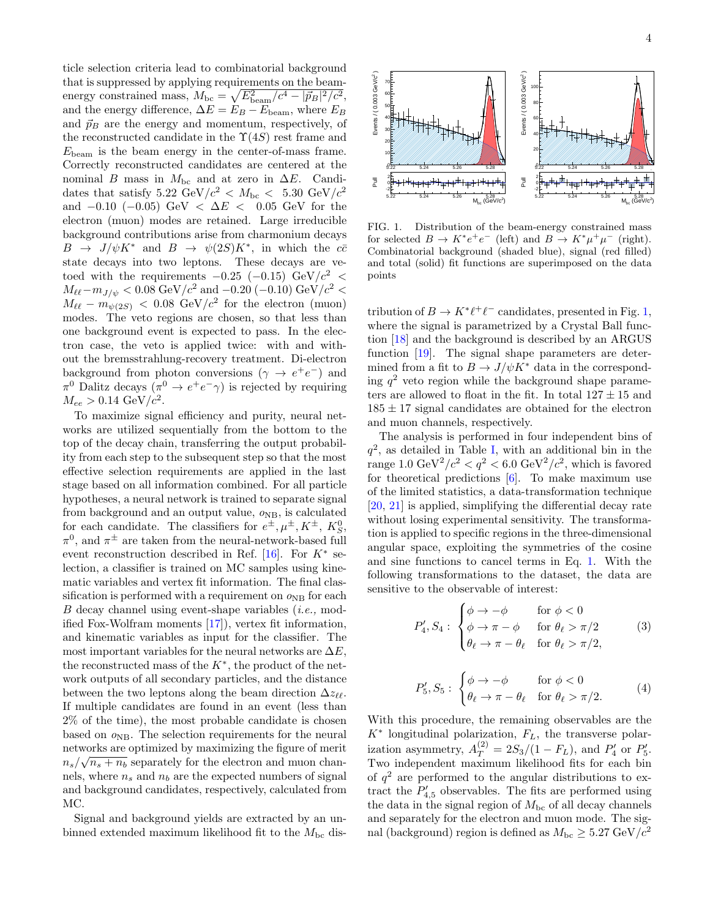ticle selection criteria lead to combinatorial background that is suppressed by applying requirements on the beam-energy constrained mass, $M_{\rm bc} = \sqrt{E^2_{\rm beam}/c^4 - |\vec{p}_B|^2/c^2}$, and the energy difference, $\Delta E = E_B - E_{\rm beam}$, where $E_B$ and $\vec{p}_B$ are the energy and momentum, respectively, of the reconstructed candidate in the $\Upsilon(4S)$ rest frame and $E_{\rm beam}$ is the beam energy in the center-of-mass frame. Correctly reconstructed candidates are centered at the nominal $B$ mass in $M_{\rm bc}$ and at zero in $\Delta E$. Candidates that satisfy $5.22~{\rm GeV}/c^2 < M_{\rm bc} < 5.30~{\rm GeV}/c^2$ and $-0.10$ ($-0.05$) GeV $< \Delta E <$ 0.05 GeV for the electron (muon) modes are retained. Large irreducible background contributions arise from charmonium decays $B \to J/\psi K^*$ and $B \to \psi(2S) K^*$, in which the $c\bar{c}$ state decays into two leptons. These decays are vetoed with the requirements $-0.25$ ($-0.15$) ${\rm GeV}/c^2 < M_{\ell\ell} - m_{J/\psi} < 0.08~{\rm GeV}/c^2$ and $-0.20$ ($-0.10$) ${\rm GeV}/c^2 < M_{\ell\ell} - m_{\psi(2S)} < 0.08~{\rm GeV}/c^2$ for the electron (muon) modes. The veto regions are chosen, so that less than one background event is expected to pass. In the electron case, the veto is applied twice: with and without the bremsstrahlung-recovery treatment. Di-electron background from photon conversions ($\gamma \to e^+e^-$) and $\pi^0$ Dalitz decays ($\pi^0 \to e^+e^-\gamma$) is rejected by requiring $M_{ee} > 0.14~{\rm GeV}/c^2$.

To maximize signal efficiency and purity, neural networks are utilized sequentially from the bottom to the top of the decay chain, transferring the output probability from each step to the subsequent step so that the most effective selection requirements are applied in the last stage based on all information combined. For all particle hypotheses, a neural network is trained to separate signal from background and an output value, $o_{\rm NB}$, is calculated for each candidate. The classifiers for $e^\pm, \mu^\pm, K^\pm$, $K^0_S$, $\pi^0$, and $\pi^\pm$ are taken from the neural-network-based full event reconstruction described in Ref. [16]. For $K^*$ selection, a classifier is trained on MC samples using kinematic variables and vertex fit information. The final classification is performed with a requirement on $o_{\rm NB}$ for each $B$ decay channel using event-shape variables (*i.e.,* modified Fox-Wolfram moments [17]), vertex fit information, and kinematic variables as input for the classifier. The most important variables for the neural networks are $\Delta E$, the reconstructed mass of the $K^*$, the product of the network outputs of all secondary particles, and the distance between the two leptons along the beam direction $\Delta z_{\ell\ell}$. If multiple candidates are found in an event (less than 2% of the time), the most probable candidate is chosen based on $o_{\rm NB}$. The selection requirements for the neural networks are optimized by maximizing the figure of merit $n_s/\sqrt{n_s + n_b}$ separately for the electron and muon channels, where $n_s$ and $n_b$ are the expected numbers of signal and background candidates, respectively, calculated from MC.

Signal and background yields are extracted by an unbinned extended maximum likelihood fit to the $M_{\rm bc}$ distribution of $B \to K^*\ell^+\ell^-$ candidates, presented in Fig. 1, where the signal is parametrized by a Crystal Ball function [18] and the background is described by an ARGUS function [19]. The signal shape parameters are determined from a fit to $B \to J/\psi K^*$ data in the corresponding $q^2$ veto region while the background shape parameters are allowed to float in the fit. In total $127 \pm 15$ and $185 \pm 17$ signal candidates are obtained for the electron and muon channels, respectively.

FIG. 1. Distribution of the beam-energy constrained mass for selected $B \to K^*e^+e^-$ (left) and $B \to K^*\mu^+\mu^-$ (right). Combinatorial background (shaded blue), signal (red filled) and total (solid) fit functions are superimposed on the data points

The analysis is performed in four independent bins of $q^2$, as detailed in Table I, with an additional bin in the range $1.0~{\rm GeV}^2/c^2 < q^2 < 6.0~{\rm GeV}^2/c^2$, which is favored for theoretical predictions [6]. To make maximum use of the limited statistics, a data-transformation technique [20, 21] is applied, simplifying the differential decay rate without losing experimental sensitivity. The transformation is applied to specific regions in the three-dimensional angular space, exploiting the symmetries of the cosine and sine functions to cancel terms in Eq. 1. With the following transformations to the dataset, the data are sensitive to the observable of interest:

$$P'_4, S_4: \begin{cases} \phi \to -\phi & \text{for } \phi < 0 \\ \phi \to \pi - \phi & \text{for } \theta_\ell > \pi/2 \\ \theta_\ell \to \pi - \theta_\ell & \text{for } \theta_\ell > \pi/2, \end{cases} \tag{3}$$

$$P'_5, S_5: \begin{cases} \phi \to -\phi & \text{for } \phi < 0 \\ \theta_\ell \to \pi - \theta_\ell & \text{for } \theta_\ell > \pi/2. \end{cases} \tag{4}$$

With this procedure, the remaining observables are the $K^*$ longitudinal polarization, $F_L$, the transverse polarization asymmetry, $A_T^{(2)} = 2S_3/(1 - F_L)$, and $P'_4$ or $P'_5$. Two independent maximum likelihood fits for each bin of $q^2$ are performed to the angular distributions to extract the $P'_{4,5}$ observables. The fits are performed using the data in the signal region of $M_{\rm bc}$ of all decay channels and separately for the electron and muon mode. The signal (background) region is defined as $M_{\rm bc} \geq 5.27~{\rm GeV}/c^2$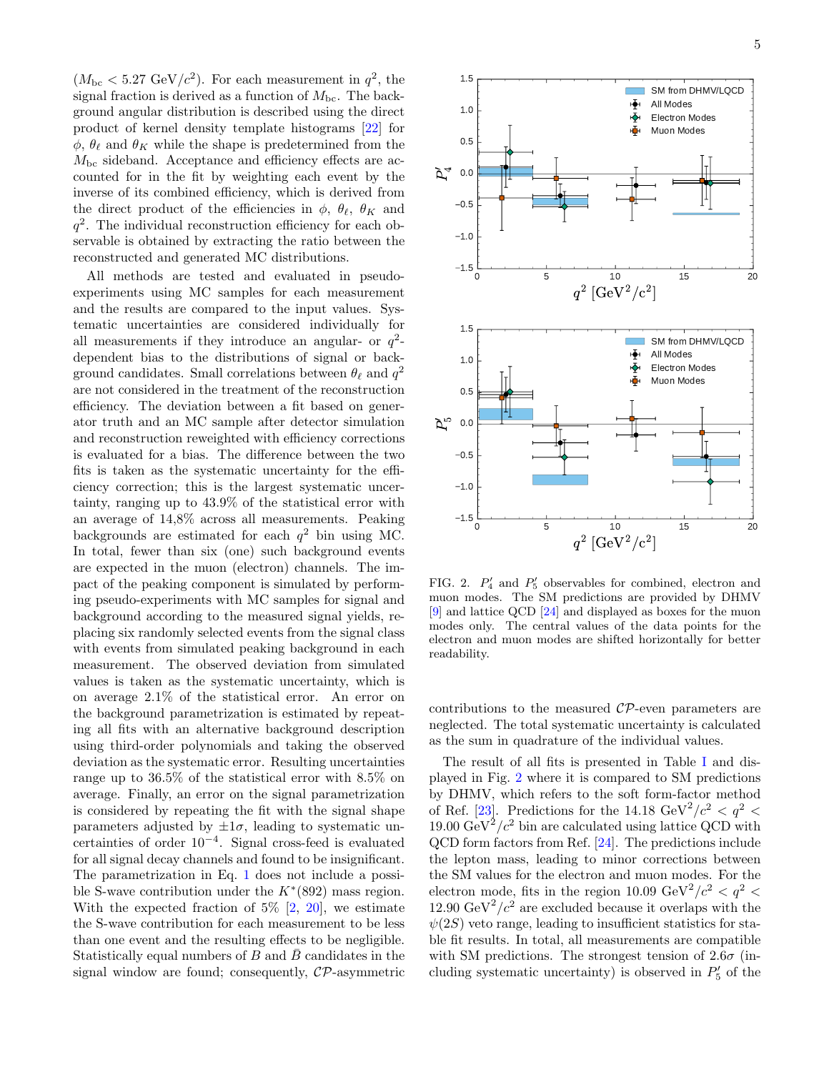($M_{\rm bc} < 5.27$ GeV/$c^2$). For each measurement in $q^2$, the signal fraction is derived as a function of $M_{\rm bc}$. The background angular distribution is described using the direct product of kernel density template histograms [22] for $\phi$, $\theta_\ell$ and $\theta_K$ while the shape is predetermined from the $M_{\rm bc}$ sideband. Acceptance and efficiency effects are accounted for in the fit by weighting each event by the inverse of its combined efficiency, which is derived from the direct product of the efficiencies in $\phi$, $\theta_\ell$, $\theta_K$ and $q^2$. The individual reconstruction efficiency for each observable is obtained by extracting the ratio between the reconstructed and generated MC distributions.

All methods are tested and evaluated in pseudo-experiments using MC samples for each measurement and the results are compared to the input values. Systematic uncertainties are considered individually for all measurements if they introduce an angular- or $q^2$-dependent bias to the distributions of signal or background candidates. Small correlations between $\theta_\ell$ and $q^2$ are not considered in the treatment of the reconstruction efficiency. The deviation between a fit based on generator truth and an MC sample after detector simulation and reconstruction reweighted with efficiency corrections is evaluated for a bias. The difference between the two fits is taken as the systematic uncertainty for the efficiency correction; this is the largest systematic uncertainty, ranging up to 43.9% of the statistical error with an average of 14,8% across all measurements. Peaking backgrounds are estimated for each $q^2$ bin using MC. In total, fewer than six (one) such background events are expected in the muon (electron) channels. The impact of the peaking component is simulated by performing pseudo-experiments with MC samples for signal and background according to the measured signal yields, replacing six randomly selected events from the signal class with events from simulated peaking background in each measurement. The observed deviation from simulated values is taken as the systematic uncertainty, which is on average 2.1% of the statistical error. An error on the background parametrization is estimated by repeating all fits with an alternative background description using third-order polynomials and taking the observed deviation as the systematic error. Resulting uncertainties range up to 36.5% of the statistical error with 8.5% on average. Finally, an error on the signal parametrization is considered by repeating the fit with the signal shape parameters adjusted by $\pm 1\sigma$, leading to systematic uncertainties of order $10^{-4}$. Signal cross-feed is evaluated for all signal decay channels and found to be insignificant. The parametrization in Eq. 1 does not include a possible S-wave contribution under the $K^*(892)$ mass region. With the expected fraction of 5% [2, 20], we estimate the S-wave contribution for each measurement to be less than one event and the resulting effects to be negligible. Statistically equal numbers of $B$ and $\bar{B}$ candidates in the signal window are found; consequently, $\mathcal{CP}$-asymmetric contributions to the measured $\mathcal{CP}$-even parameters are neglected. The total systematic uncertainty is calculated as the sum in quadrature of the individual values.

FIG. 2. $P_4'$ and $P_5'$ observables for combined, electron and muon modes. The SM predictions are provided by DHMV [9] and lattice QCD [24] and displayed as boxes for the muon modes only. The central values of the data points for the electron and muon modes are shifted horizontally for better readability.

The result of all fits is presented in Table I and displayed in Fig. 2 where it is compared to SM predictions by DHMV, which refers to the soft form-factor method of Ref. [23]. Predictions for the 14.18 GeV$^2/c^2 < q^2 <$ 19.00 GeV$^2/c^2$ bin are calculated using lattice QCD with QCD form factors from Ref. [24]. The predictions include the lepton mass, leading to minor corrections between the SM values for the electron and muon modes. For the electron mode, fits in the region 10.09 GeV$^2/c^2 < q^2 <$ 12.90 GeV$^2/c^2$ are excluded because it overlaps with the $\psi(2S)$ veto range, leading to insufficient statistics for stable fit results. In total, all measurements are compatible with SM predictions. The strongest tension of 2.6$\sigma$ (including systematic uncertainty) is observed in $P_5'$ of the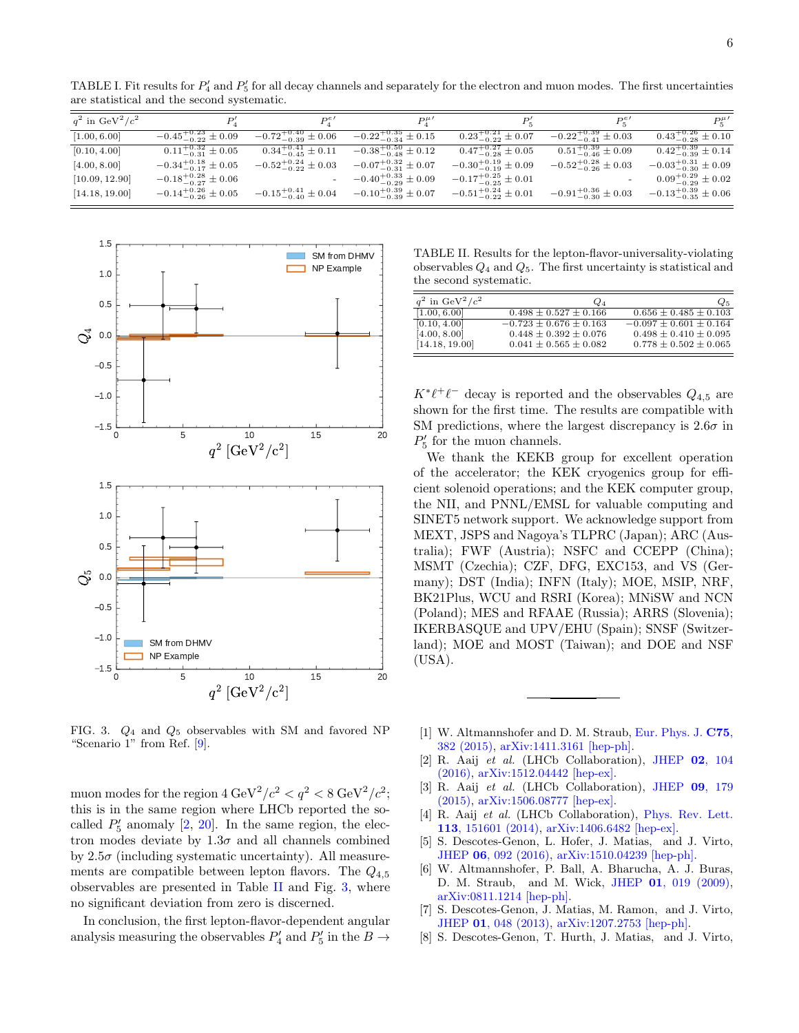TABLE I. Fit results for $P_4'$ and $P_5'$ for all decay channels and separately for the electron and muon modes. The first uncertainties are statistical and the second systematic.

| $q^2$ in GeV$^2/c^2$ | $P_4'$ | $P_4^{e\prime}$ | $P_4^{\mu\prime}$ | $P_5'$ | $P_5^{e\prime}$ | $P_5^{\mu\prime}$ |
|---|---|---|---|---|---|---|
| [1.00, 6.00] | $-0.45^{+0.23}_{-0.22} \pm 0.09$ | $-0.72^{+0.40}_{-0.39} \pm 0.06$ | $-0.22^{+0.35}_{-0.34} \pm 0.15$ | $0.23^{+0.21}_{-0.22} \pm 0.07$ | $-0.22^{+0.39}_{-0.41} \pm 0.03$ | $0.43^{+0.26}_{-0.28} \pm 0.10$ |
| [0.10, 4.00] | $0.11^{+0.32}_{-0.31} \pm 0.05$ | $0.34^{+0.41}_{-0.45} \pm 0.11$ | $-0.38^{+0.50}_{-0.48} \pm 0.12$ | $0.47^{+0.27}_{-0.28} \pm 0.05$ | $0.51^{+0.39}_{-0.46} \pm 0.09$ | $0.42^{+0.39}_{-0.39} \pm 0.14$ |
| [4.00, 8.00] | $-0.34^{+0.18}_{-0.17} \pm 0.05$ | $-0.52^{+0.24}_{-0.22} \pm 0.03$ | $-0.07^{+0.32}_{-0.31} \pm 0.07$ | $-0.30^{+0.19}_{-0.19} \pm 0.09$ | $-0.52^{+0.28}_{-0.26} \pm 0.03$ | $-0.03^{+0.31}_{-0.30} \pm 0.09$ |
| [10.09, 12.90] | $-0.18^{+0.28}_{-0.27} \pm 0.06$ | - | $-0.40^{+0.33}_{-0.29} \pm 0.09$ | $-0.17^{+0.25}_{-0.25} \pm 0.01$ | - | $0.09^{+0.29}_{-0.29} \pm 0.02$ |
| [14.18, 19.00] | $-0.14^{+0.26}_{-0.26} \pm 0.05$ | $-0.15^{+0.41}_{-0.40} \pm 0.04$ | $-0.10^{+0.39}_{-0.39} \pm 0.07$ | $-0.51^{+0.24}_{-0.22} \pm 0.01$ | $-0.91^{+0.36}_{-0.30} \pm 0.03$ | $-0.13^{+0.39}_{-0.35} \pm 0.06$ |

FIG. 3. $Q_4$ and $Q_5$ observables with SM and favored NP "Scenario 1" from Ref. [9].

muon modes for the region $4\ \mathrm{GeV}^2/c^2 < q^2 < 8\ \mathrm{GeV}^2/c^2$; this is in the same region where LHCb reported the so-called $P_5'$ anomaly [2, 20]. In the same region, the electron modes deviate by $1.3\sigma$ and all channels combined by $2.5\sigma$ (including systematic uncertainty). All measurements are compatible between lepton flavors. The $Q_{4,5}$ observables are presented in Table II and Fig. 3, where no significant deviation from zero is discerned.

In conclusion, the first lepton-flavor-dependent angular analysis measuring the observables $P_4'$ and $P_5'$ in the $B \to K^*\ell^+\ell^-$ decay is reported and the observables $Q_{4,5}$ are shown for the first time. The results are compatible with SM predictions, where the largest discrepancy is $2.6\sigma$ in $P_5'$ for the muon channels.

TABLE II. Results for the lepton-flavor-universality-violating observables $Q_4$ and $Q_5$. The first uncertainty is statistical and the second systematic.

| $q^2$ in GeV$^2/c^2$ | $Q_4$ | $Q_5$ |
|---|---|---|
| [1.00, 6.00] | $0.498 \pm 0.527 \pm 0.166$ | $0.656 \pm 0.485 \pm 0.103$ |
| [0.10, 4.00] | $-0.723 \pm 0.676 \pm 0.163$ | $-0.097 \pm 0.601 \pm 0.164$ |
| [4.00, 8.00] | $0.448 \pm 0.392 \pm 0.076$ | $0.498 \pm 0.410 \pm 0.095$ |
| [14.18, 19.00] | $0.041 \pm 0.565 \pm 0.082$ | $0.778 \pm 0.502 \pm 0.065$ |

We thank the KEKB group for excellent operation of the accelerator; the KEK cryogenics group for efficient solenoid operations; and the KEK computer group, the NII, and PNNL/EMSL for valuable computing and SINET5 network support. We acknowledge support from MEXT, JSPS and Nagoya's TLPRC (Japan); ARC (Australia); FWF (Austria); NSFC and CCEPP (China); MSMT (Czechia); CZF, DFG, EXC153, and VS (Germany); DST (India); INFN (Italy); MOE, MSIP, NRF, BK21Plus, WCU and RSRI (Korea); MNiSW and NCN (Poland); MES and RFAAE (Russia); ARRS (Slovenia); IKERBASQUE and UPV/EHU (Spain); SNSF (Switzerland); MOE and MOST (Taiwan); and DOE and NSF (USA).

---

[1] W. Altmannshofer and D. M. Straub, Eur. Phys. J. **C75**, 382 (2015), arXiv:1411.3161 [hep-ph].

[2] R. Aaij *et al.* (LHCb Collaboration), JHEP **02**, 104 (2016), arXiv:1512.04442 [hep-ex].

[3] R. Aaij *et al.* (LHCb Collaboration), JHEP **09**, 179 (2015), arXiv:1506.08777 [hep-ex].

[4] R. Aaij *et al.* (LHCb Collaboration), Phys. Rev. Lett. **113**, 151601 (2014), arXiv:1406.6482 [hep-ex].

[5] S. Descotes-Genon, L. Hofer, J. Matias, and J. Virto, JHEP **06**, 092 (2016), arXiv:1510.04239 [hep-ph].

[6] W. Altmannshofer, P. Ball, A. Bharucha, A. J. Buras, D. M. Straub, and M. Wick, JHEP **01**, 019 (2009), arXiv:0811.1214 [hep-ph].

[7] S. Descotes-Genon, J. Matias, M. Ramon, and J. Virto, JHEP **01**, 048 (2013), arXiv:1207.2753 [hep-ph].

[8] S. Descotes-Genon, T. Hurth, J. Matias, and J. Virto,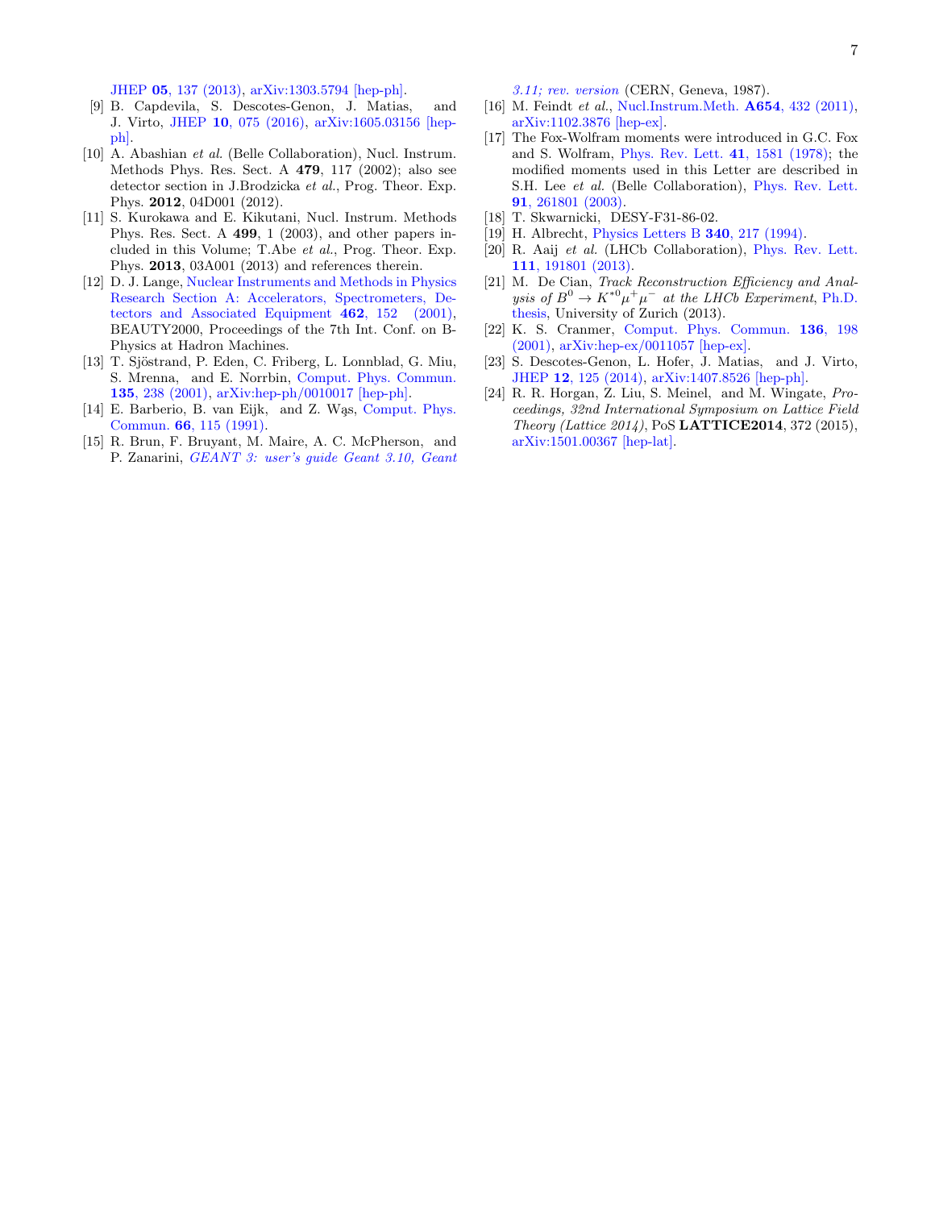JHEP **05**, 137 (2013), arXiv:1303.5794 [hep-ph].

[9] B. Capdevila, S. Descotes-Genon, J. Matias, and J. Virto, JHEP **10**, 075 (2016), arXiv:1605.03156 [hep-ph].

[10] A. Abashian *et al.* (Belle Collaboration), Nucl. Instrum. Methods Phys. Res. Sect. A **479**, 117 (2002); also see detector section in J.Brodzicka *et al.*, Prog. Theor. Exp. Phys. **2012**, 04D001 (2012).

[11] S. Kurokawa and E. Kikutani, Nucl. Instrum. Methods Phys. Res. Sect. A **499**, 1 (2003), and other papers included in this Volume; T.Abe *et al.*, Prog. Theor. Exp. Phys. **2013**, 03A001 (2013) and references therein.

[12] D. J. Lange, Nuclear Instruments and Methods in Physics Research Section A: Accelerators, Spectrometers, Detectors and Associated Equipment **462**, 152 (2001), BEAUTY2000, Proceedings of the 7th Int. Conf. on B-Physics at Hadron Machines.

[13] T. Sjöstrand, P. Eden, C. Friberg, L. Lonnblad, G. Miu, S. Mrenna, and E. Norrbin, Comput. Phys. Commun. **135**, 238 (2001), arXiv:hep-ph/0010017 [hep-ph].

[14] E. Barberio, B. van Eijk, and Z. Wąs, Comput. Phys. Commun. **66**, 115 (1991).

[15] R. Brun, F. Bruyant, M. Maire, A. C. McPherson, and P. Zanarini, *GEANT 3: user's guide Geant 3.10, Geant 3.11; rev. version* (CERN, Geneva, 1987).

[16] M. Feindt *et al.*, Nucl.Instrum.Meth. **A654**, 432 (2011), arXiv:1102.3876 [hep-ex].

[17] The Fox-Wolfram moments were introduced in G.C. Fox and S. Wolfram, Phys. Rev. Lett. **41**, 1581 (1978); the modified moments used in this Letter are described in S.H. Lee *et al.* (Belle Collaboration), Phys. Rev. Lett. **91**, 261801 (2003).

[18] T. Skwarnicki, DESY-F31-86-02.

[19] H. Albrecht, Physics Letters B **340**, 217 (1994).

[20] R. Aaij *et al.* (LHCb Collaboration), Phys. Rev. Lett. **111**, 191801 (2013).

[21] M. De Cian, *Track Reconstruction Efficiency and Analysis of $B^0 \to K^{*0}\mu^+\mu^-$ at the LHCb Experiment*, Ph.D. thesis, University of Zurich (2013).

[22] K. S. Cranmer, Comput. Phys. Commun. **136**, 198 (2001), arXiv:hep-ex/0011057 [hep-ex].

[23] S. Descotes-Genon, L. Hofer, J. Matias, and J. Virto, JHEP **12**, 125 (2014), arXiv:1407.8526 [hep-ph].

[24] R. R. Horgan, Z. Liu, S. Meinel, and M. Wingate, *Proceedings, 32nd International Symposium on Lattice Field Theory (Lattice 2014)*, PoS **LATTICE2014**, 372 (2015), arXiv:1501.00367 [hep-lat].